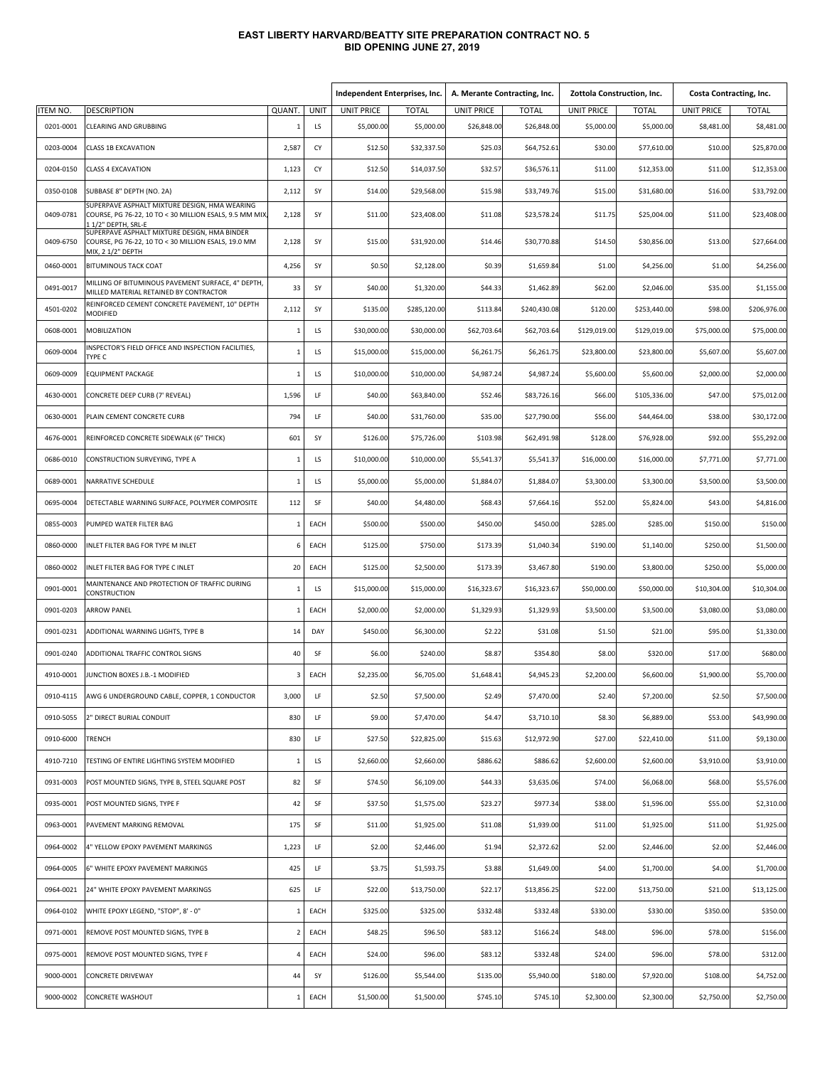# EAST LIBERTY HARVARD/BEATTY SITE PREPARATION CONTRACT NO. 5
## BID OPENING JUNE 27, 2019

| | | | | Independent Enterprises, Inc. | | A. Merante Contracting, Inc. | | Zottola Construction, Inc. | | Costa Contracting, Inc. | |
|---|---|---|---|---|---|---|---|---|---|---|---|
| ITEM NO. | DESCRIPTION | QUANT. | UNIT | UNIT PRICE | TOTAL | UNIT PRICE | TOTAL | UNIT PRICE | TOTAL | UNIT PRICE | TOTAL |
| 0201-0001 | CLEARING AND GRUBBING | 1 | LS | $5,000.00 | $5,000.00 | $26,848.00 | $26,848.00 | $5,000.00 | $5,000.00 | $8,481.00 | $8,481.00 |
| 0203-0004 | CLASS 1B EXCAVATION | 2,587 | CY | $12.50 | $32,337.50 | $25.03 | $64,752.61 | $30.00 | $77,610.00 | $10.00 | $25,870.00 |
| 0204-0150 | CLASS 4 EXCAVATION | 1,123 | CY | $12.50 | $14,037.50 | $32.57 | $36,576.11 | $11.00 | $12,353.00 | $11.00 | $12,353.00 |
| 0350-0108 | SUBBASE 8" DEPTH (NO. 2A) | 2,112 | SY | $14.00 | $29,568.00 | $15.98 | $33,749.76 | $15.00 | $31,680.00 | $16.00 | $33,792.00 |
| 0409-0781 | SUPERPAVE ASPHALT MIXTURE DESIGN, HMA WEARING COURSE, PG 76-22, 10 TO < 30 MILLION ESALS, 9.5 MM MIX, 1 1/2" DEPTH, SRL-E | 2,128 | SY | $11.00 | $23,408.00 | $11.08 | $23,578.24 | $11.75 | $25,004.00 | $11.00 | $23,408.00 |
| 0409-6750 | SUPERPAVE ASPHALT MIXTURE DESIGN, HMA BINDER COURSE, PG 76-22, 10 TO < 30 MILLION ESALS, 19.0 MM MIX, 2 1/2" DEPTH | 2,128 | SY | $15.00 | $31,920.00 | $14.46 | $30,770.88 | $14.50 | $30,856.00 | $13.00 | $27,664.00 |
| 0460-0001 | BITUMINOUS TACK COAT | 4,256 | SY | $0.50 | $2,128.00 | $0.39 | $1,659.84 | $1.00 | $4,256.00 | $1.00 | $4,256.00 |
| 0491-0017 | MILLING OF BITUMINOUS PAVEMENT SURFACE, 4" DEPTH, MILLED MATERIAL RETAINED BY CONTRACTOR | 33 | SY | $40.00 | $1,320.00 | $44.33 | $1,462.89 | $62.00 | $2,046.00 | $35.00 | $1,155.00 |
| 4501-0202 | REINFORCED CEMENT CONCRETE PAVEMENT, 10" DEPTH MODIFIED | 2,112 | SY | $135.00 | $285,120.00 | $113.84 | $240,430.08 | $120.00 | $253,440.00 | $98.00 | $206,976.00 |
| 0608-0001 | MOBILIZATION | 1 | LS | $30,000.00 | $30,000.00 | $62,703.64 | $62,703.64 | $129,019.00 | $129,019.00 | $75,000.00 | $75,000.00 |
| 0609-0004 | INSPECTOR'S FIELD OFFICE AND INSPECTION FACILITIES, TYPE C | 1 | LS | $15,000.00 | $15,000.00 | $6,261.75 | $6,261.75 | $23,800.00 | $23,800.00 | $5,607.00 | $5,607.00 |
| 0609-0009 | EQUIPMENT PACKAGE | 1 | LS | $10,000.00 | $10,000.00 | $4,987.24 | $4,987.24 | $5,600.00 | $5,600.00 | $2,000.00 | $2,000.00 |
| 4630-0001 | CONCRETE DEEP CURB (7' REVEAL) | 1,596 | LF | $40.00 | $63,840.00 | $52.46 | $83,726.16 | $66.00 | $105,336.00 | $47.00 | $75,012.00 |
| 0630-0001 | PLAIN CEMENT CONCRETE CURB | 794 | LF | $40.00 | $31,760.00 | $35.00 | $27,790.00 | $56.00 | $44,464.00 | $38.00 | $30,172.00 |
| 4676-0001 | REINFORCED CONCRETE SIDEWALK (6" THICK) | 601 | SY | $126.00 | $75,726.00 | $103.98 | $62,491.98 | $128.00 | $76,928.00 | $92.00 | $55,292.00 |
| 0686-0010 | CONSTRUCTION SURVEYING, TYPE A | 1 | LS | $10,000.00 | $10,000.00 | $5,541.37 | $5,541.37 | $16,000.00 | $16,000.00 | $7,771.00 | $7,771.00 |
| 0689-0001 | NARRATIVE SCHEDULE | 1 | LS | $5,000.00 | $5,000.00 | $1,884.07 | $1,884.07 | $3,300.00 | $3,300.00 | $3,500.00 | $3,500.00 |
| 0695-0004 | DETECTABLE WARNING SURFACE, POLYMER COMPOSITE | 112 | SF | $40.00 | $4,480.00 | $68.43 | $7,664.16 | $52.00 | $5,824.00 | $43.00 | $4,816.00 |
| 0855-0003 | PUMPED WATER FILTER BAG | 1 | EACH | $500.00 | $500.00 | $450.00 | $450.00 | $285.00 | $285.00 | $150.00 | $150.00 |
| 0860-0000 | INLET FILTER BAG FOR TYPE M INLET | 6 | EACH | $125.00 | $750.00 | $173.39 | $1,040.34 | $190.00 | $1,140.00 | $250.00 | $1,500.00 |
| 0860-0002 | INLET FILTER BAG FOR TYPE C INLET | 20 | EACH | $125.00 | $2,500.00 | $173.39 | $3,467.80 | $190.00 | $3,800.00 | $250.00 | $5,000.00 |
| 0901-0001 | MAINTENANCE AND PROTECTION OF TRAFFIC DURING CONSTRUCTION | 1 | LS | $15,000.00 | $15,000.00 | $16,323.67 | $16,323.67 | $50,000.00 | $50,000.00 | $10,304.00 | $10,304.00 |
| 0901-0203 | ARROW PANEL | 1 | EACH | $2,000.00 | $2,000.00 | $1,329.93 | $1,329.93 | $3,500.00 | $3,500.00 | $3,080.00 | $3,080.00 |
| 0901-0231 | ADDITIONAL WARNING LIGHTS, TYPE B | 14 | DAY | $450.00 | $6,300.00 | $2.22 | $31.08 | $1.50 | $21.00 | $95.00 | $1,330.00 |
| 0901-0240 | ADDITIONAL TRAFFIC CONTROL SIGNS | 40 | SF | $6.00 | $240.00 | $8.87 | $354.80 | $8.00 | $320.00 | $17.00 | $680.00 |
| 4910-0001 | JUNCTION BOXES J.B.-1 MODIFIED | 3 | EACH | $2,235.00 | $6,705.00 | $1,648.41 | $4,945.23 | $2,200.00 | $6,600.00 | $1,900.00 | $5,700.00 |
| 0910-4115 | AWG 6 UNDERGROUND CABLE, COPPER, 1 CONDUCTOR | 3,000 | LF | $2.50 | $7,500.00 | $2.49 | $7,470.00 | $2.40 | $7,200.00 | $2.50 | $7,500.00 |
| 0910-5055 | 2" DIRECT BURIAL CONDUIT | 830 | LF | $9.00 | $7,470.00 | $4.47 | $3,710.10 | $8.30 | $6,889.00 | $53.00 | $43,990.00 |
| 0910-6000 | TRENCH | 830 | LF | $27.50 | $22,825.00 | $15.63 | $12,972.90 | $27.00 | $22,410.00 | $11.00 | $9,130.00 |
| 4910-7210 | TESTING OF ENTIRE LIGHTING SYSTEM MODIFIED | 1 | LS | $2,660.00 | $2,660.00 | $886.62 | $886.62 | $2,600.00 | $2,600.00 | $3,910.00 | $3,910.00 |
| 0931-0003 | POST MOUNTED SIGNS, TYPE B, STEEL SQUARE POST | 82 | SF | $74.50 | $6,109.00 | $44.33 | $3,635.06 | $74.00 | $6,068.00 | $68.00 | $5,576.00 |
| 0935-0001 | POST MOUNTED SIGNS, TYPE F | 42 | SF | $37.50 | $1,575.00 | $23.27 | $977.34 | $38.00 | $1,596.00 | $55.00 | $2,310.00 |
| 0963-0001 | PAVEMENT MARKING REMOVAL | 175 | SF | $11.00 | $1,925.00 | $11.08 | $1,939.00 | $11.00 | $1,925.00 | $11.00 | $1,925.00 |
| 0964-0002 | 4" YELLOW EPOXY PAVEMENT MARKINGS | 1,223 | LF | $2.00 | $2,446.00 | $1.94 | $2,372.62 | $2.00 | $2,446.00 | $2.00 | $2,446.00 |
| 0964-0005 | 6" WHITE EPOXY PAVEMENT MARKINGS | 425 | LF | $3.75 | $1,593.75 | $3.88 | $1,649.00 | $4.00 | $1,700.00 | $4.00 | $1,700.00 |
| 0964-0021 | 24" WHITE EPOXY PAVEMENT MARKINGS | 625 | LF | $22.00 | $13,750.00 | $22.17 | $13,856.25 | $22.00 | $13,750.00 | $21.00 | $13,125.00 |
| 0964-0102 | WHITE EPOXY LEGEND, "STOP", 8' - 0" | 1 | EACH | $325.00 | $325.00 | $332.48 | $332.48 | $330.00 | $330.00 | $350.00 | $350.00 |
| 0971-0001 | REMOVE POST MOUNTED SIGNS, TYPE B | 2 | EACH | $48.25 | $96.50 | $83.12 | $166.24 | $48.00 | $96.00 | $78.00 | $156.00 |
| 0975-0001 | REMOVE POST MOUNTED SIGNS, TYPE F | 4 | EACH | $24.00 | $96.00 | $83.12 | $332.48 | $24.00 | $96.00 | $78.00 | $312.00 |
| 9000-0001 | CONCRETE DRIVEWAY | 44 | SY | $126.00 | $5,544.00 | $135.00 | $5,940.00 | $180.00 | $7,920.00 | $108.00 | $4,752.00 |
| 9000-0002 | CONCRETE WASHOUT | 1 | EACH | $1,500.00 | $1,500.00 | $745.10 | $745.10 | $2,300.00 | $2,300.00 | $2,750.00 | $2,750.00 |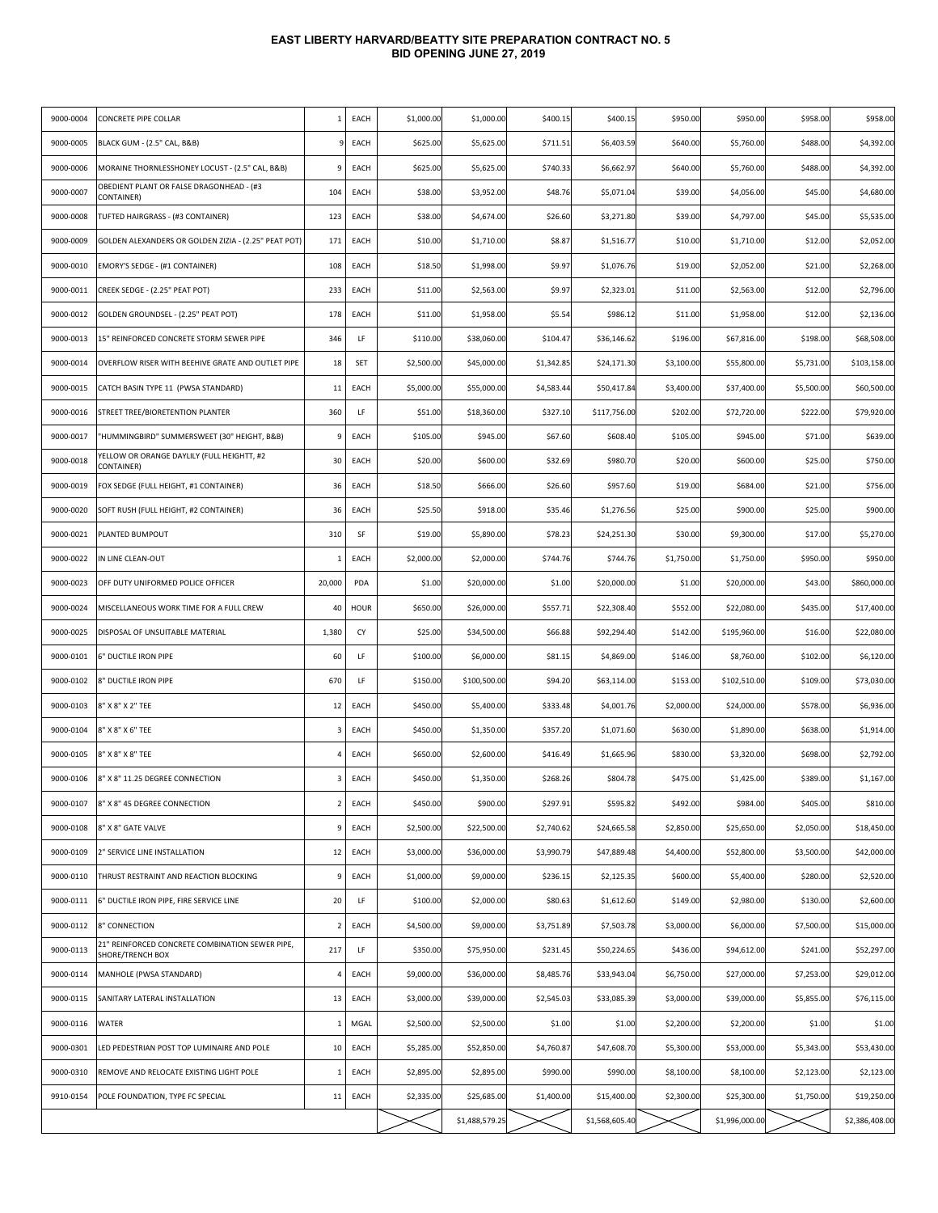# EAST LIBERTY HARVARD/BEATTY SITE PREPARATION CONTRACT NO. 5
## BID OPENING JUNE 27, 2019

| | | | | | | | | | | | |
|---|---|---|---|---|---|---|---|---|---|---|---|
| 9000-0004 | CONCRETE PIPE COLLAR | 1 | EACH | $1,000.00 | $1,000.00 | $400.15 | $400.15 | $950.00 | $950.00 | $958.00 | $958.00 |
| 9000-0005 | BLACK GUM - (2.5" CAL, B&B) | 9 | EACH | $625.00 | $5,625.00 | $711.51 | $6,403.59 | $640.00 | $5,760.00 | $488.00 | $4,392.00 |
| 9000-0006 | MORAINE THORNLESSHONEY LOCUST - (2.5" CAL, B&B) | 9 | EACH | $625.00 | $5,625.00 | $740.33 | $6,662.97 | $640.00 | $5,760.00 | $488.00 | $4,392.00 |
| 9000-0007 | OBEDIENT PLANT OR FALSE DRAGONHEAD - (#3 CONTAINER) | 104 | EACH | $38.00 | $3,952.00 | $48.76 | $5,071.04 | $39.00 | $4,056.00 | $45.00 | $4,680.00 |
| 9000-0008 | TUFTED HAIRGRASS - (#3 CONTAINER) | 123 | EACH | $38.00 | $4,674.00 | $26.60 | $3,271.80 | $39.00 | $4,797.00 | $45.00 | $5,535.00 |
| 9000-0009 | GOLDEN ALEXANDERS OR GOLDEN ZIZIA - (2.25" PEAT POT) | 171 | EACH | $10.00 | $1,710.00 | $8.87 | $1,516.77 | $10.00 | $1,710.00 | $12.00 | $2,052.00 |
| 9000-0010 | EMORY'S SEDGE - (#1 CONTAINER) | 108 | EACH | $18.50 | $1,998.00 | $9.97 | $1,076.76 | $19.00 | $2,052.00 | $21.00 | $2,268.00 |
| 9000-0011 | CREEK SEDGE - (2.25" PEAT POT) | 233 | EACH | $11.00 | $2,563.00 | $9.97 | $2,323.01 | $11.00 | $2,563.00 | $12.00 | $2,796.00 |
| 9000-0012 | GOLDEN GROUNDSEL - (2.25" PEAT POT) | 178 | EACH | $11.00 | $1,958.00 | $5.54 | $986.12 | $11.00 | $1,958.00 | $12.00 | $2,136.00 |
| 9000-0013 | 15" REINFORCED CONCRETE STORM SEWER PIPE | 346 | LF | $110.00 | $38,060.00 | $104.47 | $36,146.62 | $196.00 | $67,816.00 | $198.00 | $68,508.00 |
| 9000-0014 | OVERFLOW RISER WITH BEEHIVE GRATE AND OUTLET PIPE | 18 | SET | $2,500.00 | $45,000.00 | $1,342.85 | $24,171.30 | $3,100.00 | $55,800.00 | $5,731.00 | $103,158.00 |
| 9000-0015 | CATCH BASIN TYPE 11 (PWSA STANDARD) | 11 | EACH | $5,000.00 | $55,000.00 | $4,583.44 | $50,417.84 | $3,400.00 | $37,400.00 | $5,500.00 | $60,500.00 |
| 9000-0016 | STREET TREE/BIORETENTION PLANTER | 360 | LF | $51.00 | $18,360.00 | $327.10 | $117,756.00 | $202.00 | $72,720.00 | $222.00 | $79,920.00 |
| 9000-0017 | "HUMMINGBIRD" SUMMERSWEET (30" HEIGHT, B&B) | 9 | EACH | $105.00 | $945.00 | $67.60 | $608.40 | $105.00 | $945.00 | $71.00 | $639.00 |
| 9000-0018 | YELLOW OR ORANGE DAYLILY (FULL HEIGHTT, #2 CONTAINER) | 30 | EACH | $20.00 | $600.00 | $32.69 | $980.70 | $20.00 | $600.00 | $25.00 | $750.00 |
| 9000-0019 | FOX SEDGE (FULL HEIGHT, #1 CONTAINER) | 36 | EACH | $18.50 | $666.00 | $26.60 | $957.60 | $19.00 | $684.00 | $21.00 | $756.00 |
| 9000-0020 | SOFT RUSH (FULL HEIGHT, #2 CONTAINER) | 36 | EACH | $25.50 | $918.00 | $35.46 | $1,276.56 | $25.00 | $900.00 | $25.00 | $900.00 |
| 9000-0021 | PLANTED BUMPOUT | 310 | SF | $19.00 | $5,890.00 | $78.23 | $24,251.30 | $30.00 | $9,300.00 | $17.00 | $5,270.00 |
| 9000-0022 | IN LINE CLEAN-OUT | 1 | EACH | $2,000.00 | $2,000.00 | $744.76 | $744.76 | $1,750.00 | $1,750.00 | $950.00 | $950.00 |
| 9000-0023 | OFF DUTY UNIFORMED POLICE OFFICER | 20,000 | PDA | $1.00 | $20,000.00 | $1.00 | $20,000.00 | $1.00 | $20,000.00 | $43.00 | $860,000.00 |
| 9000-0024 | MISCELLANEOUS WORK TIME FOR A FULL CREW | 40 | HOUR | $650.00 | $26,000.00 | $557.71 | $22,308.40 | $552.00 | $22,080.00 | $435.00 | $17,400.00 |
| 9000-0025 | DISPOSAL OF UNSUITABLE MATERIAL | 1,380 | CY | $25.00 | $34,500.00 | $66.88 | $92,294.40 | $142.00 | $195,960.00 | $16.00 | $22,080.00 |
| 9000-0101 | 6" DUCTILE IRON PIPE | 60 | LF | $100.00 | $6,000.00 | $81.15 | $4,869.00 | $146.00 | $8,760.00 | $102.00 | $6,120.00 |
| 9000-0102 | 8" DUCTILE IRON PIPE | 670 | LF | $150.00 | $100,500.00 | $94.20 | $63,114.00 | $153.00 | $102,510.00 | $109.00 | $73,030.00 |
| 9000-0103 | 8" X 8" X 2" TEE | 12 | EACH | $450.00 | $5,400.00 | $333.48 | $4,001.76 | $2,000.00 | $24,000.00 | $578.00 | $6,936.00 |
| 9000-0104 | 8" X 8" X 6" TEE | 3 | EACH | $450.00 | $1,350.00 | $357.20 | $1,071.60 | $630.00 | $1,890.00 | $638.00 | $1,914.00 |
| 9000-0105 | 8" X 8" X 8" TEE | 4 | EACH | $650.00 | $2,600.00 | $416.49 | $1,665.96 | $830.00 | $3,320.00 | $698.00 | $2,792.00 |
| 9000-0106 | 8" X 8" 11.25 DEGREE CONNECTION | 3 | EACH | $450.00 | $1,350.00 | $268.26 | $804.78 | $475.00 | $1,425.00 | $389.00 | $1,167.00 |
| 9000-0107 | 8" X 8" 45 DEGREE CONNECTION | 2 | EACH | $450.00 | $900.00 | $297.91 | $595.82 | $492.00 | $984.00 | $405.00 | $810.00 |
| 9000-0108 | 8" X 8" GATE VALVE | 9 | EACH | $2,500.00 | $22,500.00 | $2,740.62 | $24,665.58 | $2,850.00 | $25,650.00 | $2,050.00 | $18,450.00 |
| 9000-0109 | 2" SERVICE LINE INSTALLATION | 12 | EACH | $3,000.00 | $36,000.00 | $3,990.79 | $47,889.48 | $4,400.00 | $52,800.00 | $3,500.00 | $42,000.00 |
| 9000-0110 | THRUST RESTRAINT AND REACTION BLOCKING | 9 | EACH | $1,000.00 | $9,000.00 | $236.15 | $2,125.35 | $600.00 | $5,400.00 | $280.00 | $2,520.00 |
| 9000-0111 | 6" DUCTILE IRON PIPE, FIRE SERVICE LINE | 20 | LF | $100.00 | $2,000.00 | $80.63 | $1,612.60 | $149.00 | $2,980.00 | $130.00 | $2,600.00 |
| 9000-0112 | 8" CONNECTION | 2 | EACH | $4,500.00 | $9,000.00 | $3,751.89 | $7,503.78 | $3,000.00 | $6,000.00 | $7,500.00 | $15,000.00 |
| 9000-0113 | 21" REINFORCED CONCRETE COMBINATION SEWER PIPE, SHORE/TRENCH BOX | 217 | LF | $350.00 | $75,950.00 | $231.45 | $50,224.65 | $436.00 | $94,612.00 | $241.00 | $52,297.00 |
| 9000-0114 | MANHOLE (PWSA STANDARD) | 4 | EACH | $9,000.00 | $36,000.00 | $8,485.76 | $33,943.04 | $6,750.00 | $27,000.00 | $7,253.00 | $29,012.00 |
| 9000-0115 | SANITARY LATERAL INSTALLATION | 13 | EACH | $3,000.00 | $39,000.00 | $2,545.03 | $33,085.39 | $3,000.00 | $39,000.00 | $5,855.00 | $76,115.00 |
| 9000-0116 | WATER | 1 | MGAL | $2,500.00 | $2,500.00 | $1.00 | $1.00 | $2,200.00 | $2,200.00 | $1.00 | $1.00 |
| 9000-0301 | LED PEDESTRIAN POST TOP LUMINAIRE AND POLE | 10 | EACH | $5,285.00 | $52,850.00 | $4,760.87 | $47,608.70 | $5,300.00 | $53,000.00 | $5,343.00 | $53,430.00 |
| 9000-0310 | REMOVE AND RELOCATE EXISTING LIGHT POLE | 1 | EACH | $2,895.00 | $2,895.00 | $990.00 | $990.00 | $8,100.00 | $8,100.00 | $2,123.00 | $2,123.00 |
| 9910-0154 | POLE FOUNDATION, TYPE FC SPECIAL | 11 | EACH | $2,335.00 | $25,685.00 | $1,400.00 | $15,400.00 | $2,300.00 | $25,300.00 | $1,750.00 | $19,250.00 |
| | | | | | $1,488,579.25 | | $1,568,605.40 | | $1,996,000.00 | | $2,386,408.00 |